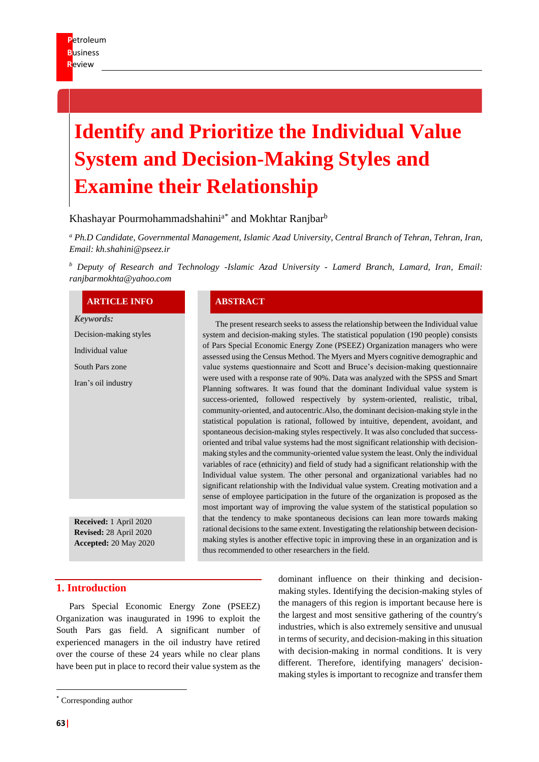# Identify and Prioritize the Individual Value System and Decision-Making Styles and Examine their Relationship

Khashayar Pourmohammadshahini[a*] and Mokhtar Ranjbar[b]

[a] *Ph.D Candidate, Governmental Management, Islamic Azad University, Central Branch of Tehran, Tehran, Iran, Email: kh.shahini@pseez.ir*

[b] *Deputy of Research and Technology -Islamic Azad University - Lamerd Branch, Lamard, Iran, Email: ranjbarmokhta@yahoo.com*

**ARTICLE INFO**

***Keywords:***

Decision-making styles

Individual value

South Pars zone

Iran's oil industry

**Received:** 1 April 2020
**Revised:** 28 April 2020
**Accepted:** 20 May 2020

**ABSTRACT**

The present research seeks to assess the relationship between the Individual value system and decision-making styles. The statistical population (190 people) consists of Pars Special Economic Energy Zone (PSEEZ) Organization managers who were assessed using the Census Method. The Myers and Myers cognitive demographic and value systems questionnaire and Scott and Bruce's decision-making questionnaire were used with a response rate of 90%. Data was analyzed with the SPSS and Smart Planning softwares. It was found that the dominant Individual value system is success-oriented, followed respectively by system-oriented, realistic, tribal, community-oriented, and autocentric.Also, the dominant decision-making style in the statistical population is rational, followed by intuitive, dependent, avoidant, and spontaneous decision-making styles respectively. It was also concluded that success-oriented and tribal value systems had the most significant relationship with decision-making styles and the community-oriented value system the least. Only the individual variables of race (ethnicity) and field of study had a significant relationship with the Individual value system. The other personal and organizational variables had no significant relationship with the Individual value system. Creating motivation and a sense of employee participation in the future of the organization is proposed as the most important way of improving the value system of the statistical population so that the tendency to make spontaneous decisions can lean more towards making rational decisions to the same extent. Investigating the relationship between decision-making styles is another effective topic in improving these in an organization and is thus recommended to other researchers in the field.

## 1. Introduction

Pars Special Economic Energy Zone (PSEEZ) Organization was inaugurated in 1996 to exploit the South Pars gas field. A significant number of experienced managers in the oil industry have retired over the course of these 24 years while no clear plans have been put in place to record their value system as the dominant influence on their thinking and decision-making styles. Identifying the decision-making styles of the managers of this region is important because here is the largest and most sensitive gathering of the country's industries, which is also extremely sensitive and unusual in terms of security, and decision-making in this situation with decision-making in normal conditions. It is very different. Therefore, identifying managers' decision-making styles is important to recognize and transfer them

[*] Corresponding author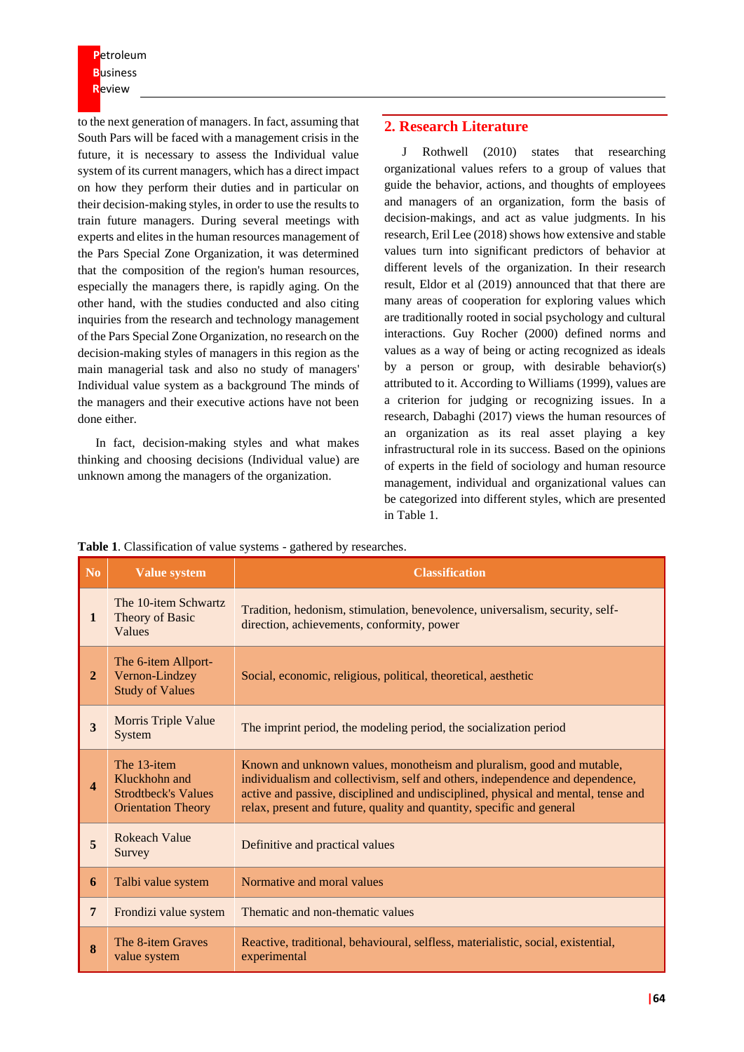to the next generation of managers. In fact, assuming that South Pars will be faced with a management crisis in the future, it is necessary to assess the Individual value system of its current managers, which has a direct impact on how they perform their duties and in particular on their decision-making styles, in order to use the results to train future managers. During several meetings with experts and elites in the human resources management of the Pars Special Zone Organization, it was determined that the composition of the region's human resources, especially the managers there, is rapidly aging. On the other hand, with the studies conducted and also citing inquiries from the research and technology management of the Pars Special Zone Organization, no research on the decision-making styles of managers in this region as the main managerial task and also no study of managers' Individual value system as a background The minds of the managers and their executive actions have not been done either.

In fact, decision-making styles and what makes thinking and choosing decisions (Individual value) are unknown among the managers of the organization.

## 2. Research Literature

J Rothwell (2010) states that researching organizational values refers to a group of values that guide the behavior, actions, and thoughts of employees and managers of an organization, form the basis of decision-makings, and act as value judgments. In his research, Eril Lee (2018) shows how extensive and stable values turn into significant predictors of behavior at different levels of the organization. In their research result, Eldor et al (2019) announced that that there are many areas of cooperation for exploring values which are traditionally rooted in social psychology and cultural interactions. Guy Rocher (2000) defined norms and values as a way of being or acting recognized as ideals by a person or group, with desirable behavior(s) attributed to it. According to Williams (1999), values are a criterion for judging or recognizing issues. In a research, Dabaghi (2017) views the human resources of an organization as its real asset playing a key infrastructural role in its success. Based on the opinions of experts in the field of sociology and human resource management, individual and organizational values can be categorized into different styles, which are presented in Table 1.

**Table 1**. Classification of value systems - gathered by researches.

| No | Value system | Classification |
|---|---|---|
| 1 | The 10-item Schwartz Theory of Basic Values | Tradition, hedonism, stimulation, benevolence, universalism, security, self-direction, achievements, conformity, power |
| 2 | The 6-item Allport-Vernon-Lindzey Study of Values | Social, economic, religious, political, theoretical, aesthetic |
| 3 | Morris Triple Value System | The imprint period, the modeling period, the socialization period |
| 4 | The 13-item Kluckhohn and Strodtbeck's Values Orientation Theory | Known and unknown values, monotheism and pluralism, good and mutable, individualism and collectivism, self and others, independence and dependence, active and passive, disciplined and undisciplined, physical and mental, tense and relax, present and future, quality and quantity, specific and general |
| 5 | Rokeach Value Survey | Definitive and practical values |
| 6 | Talbi value system | Normative and moral values |
| 7 | Frondizi value system | Thematic and non-thematic values |
| 8 | The 8-item Graves value system | Reactive, traditional, behavioural, selfless, materialistic, social, existential, experimental |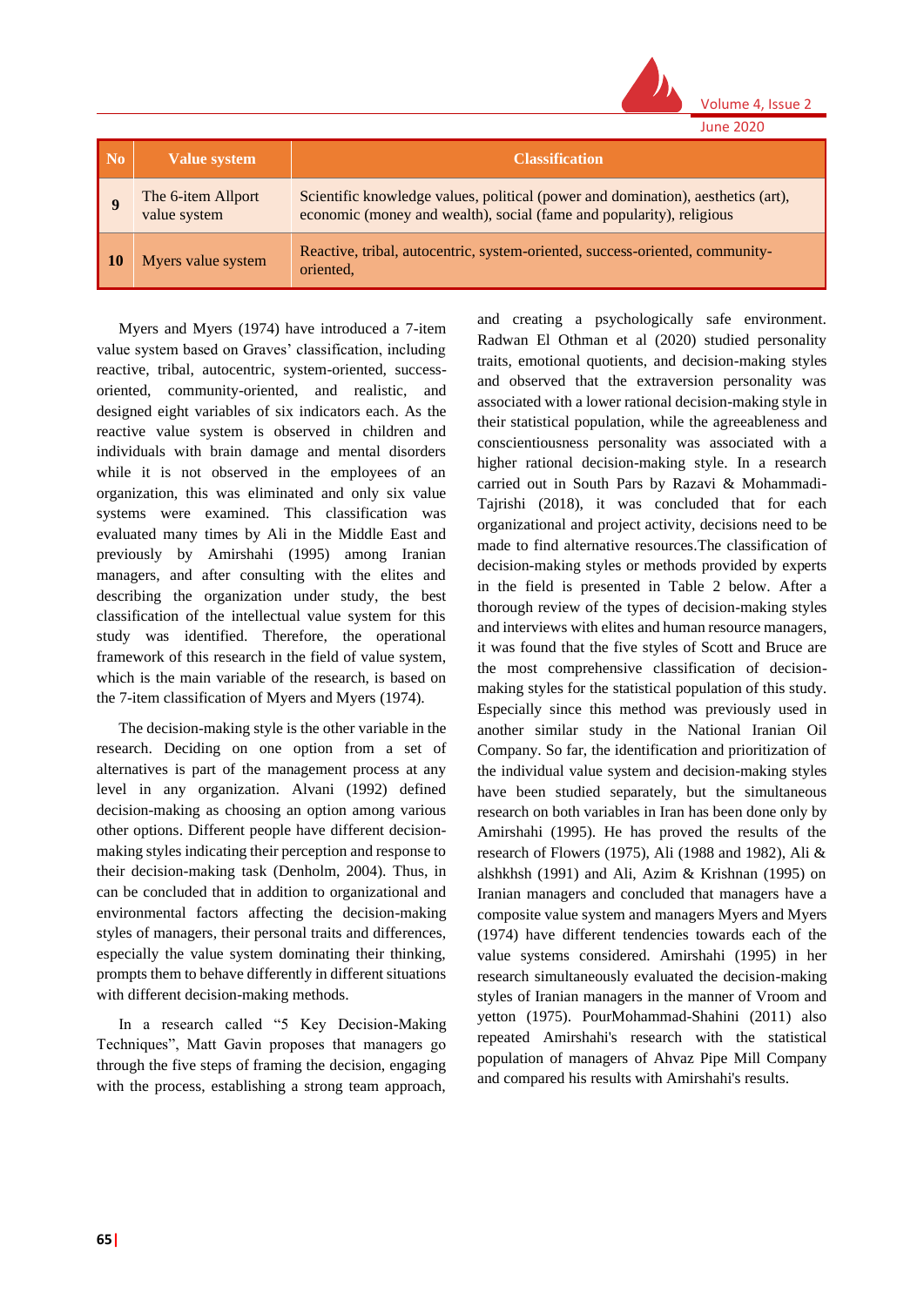| No | Value system | Classification |
|---|---|---|
| 9 | The 6-item Allport value system | Scientific knowledge values, political (power and domination), aesthetics (art), economic (money and wealth), social (fame and popularity), religious |
| 10 | Myers value system | Reactive, tribal, autocentric, system-oriented, success-oriented, community-oriented, |

Myers and Myers (1974) have introduced a 7-item value system based on Graves' classification, including reactive, tribal, autocentric, system-oriented, success-oriented, community-oriented, and realistic, and designed eight variables of six indicators each. As the reactive value system is observed in children and individuals with brain damage and mental disorders while it is not observed in the employees of an organization, this was eliminated and only six value systems were examined. This classification was evaluated many times by Ali in the Middle East and previously by Amirshahi (1995) among Iranian managers, and after consulting with the elites and describing the organization under study, the best classification of the intellectual value system for this study was identified. Therefore, the operational framework of this research in the field of value system, which is the main variable of the research, is based on the 7-item classification of Myers and Myers (1974).

The decision-making style is the other variable in the research. Deciding on one option from a set of alternatives is part of the management process at any level in any organization. Alvani (1992) defined decision-making as choosing an option among various other options. Different people have different decision-making styles indicating their perception and response to their decision-making task (Denholm, 2004). Thus, in can be concluded that in addition to organizational and environmental factors affecting the decision-making styles of managers, their personal traits and differences, especially the value system dominating their thinking, prompts them to behave differently in different situations with different decision-making methods.

In a research called "5 Key Decision-Making Techniques", Matt Gavin proposes that managers go through the five steps of framing the decision, engaging with the process, establishing a strong team approach, and creating a psychologically safe environment. Radwan El Othman et al (2020) studied personality traits, emotional quotients, and decision-making styles and observed that the extraversion personality was associated with a lower rational decision-making style in their statistical population, while the agreeableness and conscientiousness personality was associated with a higher rational decision-making style. In a research carried out in South Pars by Razavi & Mohammadi-Tajrishi (2018), it was concluded that for each organizational and project activity, decisions need to be made to find alternative resources.The classification of decision-making styles or methods provided by experts in the field is presented in Table 2 below. After a thorough review of the types of decision-making styles and interviews with elites and human resource managers, it was found that the five styles of Scott and Bruce are the most comprehensive classification of decision-making styles for the statistical population of this study. Especially since this method was previously used in another similar study in the National Iranian Oil Company. So far, the identification and prioritization of the individual value system and decision-making styles have been studied separately, but the simultaneous research on both variables in Iran has been done only by Amirshahi (1995). He has proved the results of the research of Flowers (1975), Ali (1988 and 1982), Ali & alshkhsh (1991) and Ali, Azim & Krishnan (1995) on Iranian managers and concluded that managers have a composite value system and managers Myers and Myers (1974) have different tendencies towards each of the value systems considered. Amirshahi (1995) in her research simultaneously evaluated the decision-making styles of Iranian managers in the manner of Vroom and yetton (1975). PourMohammad-Shahini (2011) also repeated Amirshahi's research with the statistical population of managers of Ahvaz Pipe Mill Company and compared his results with Amirshahi's results.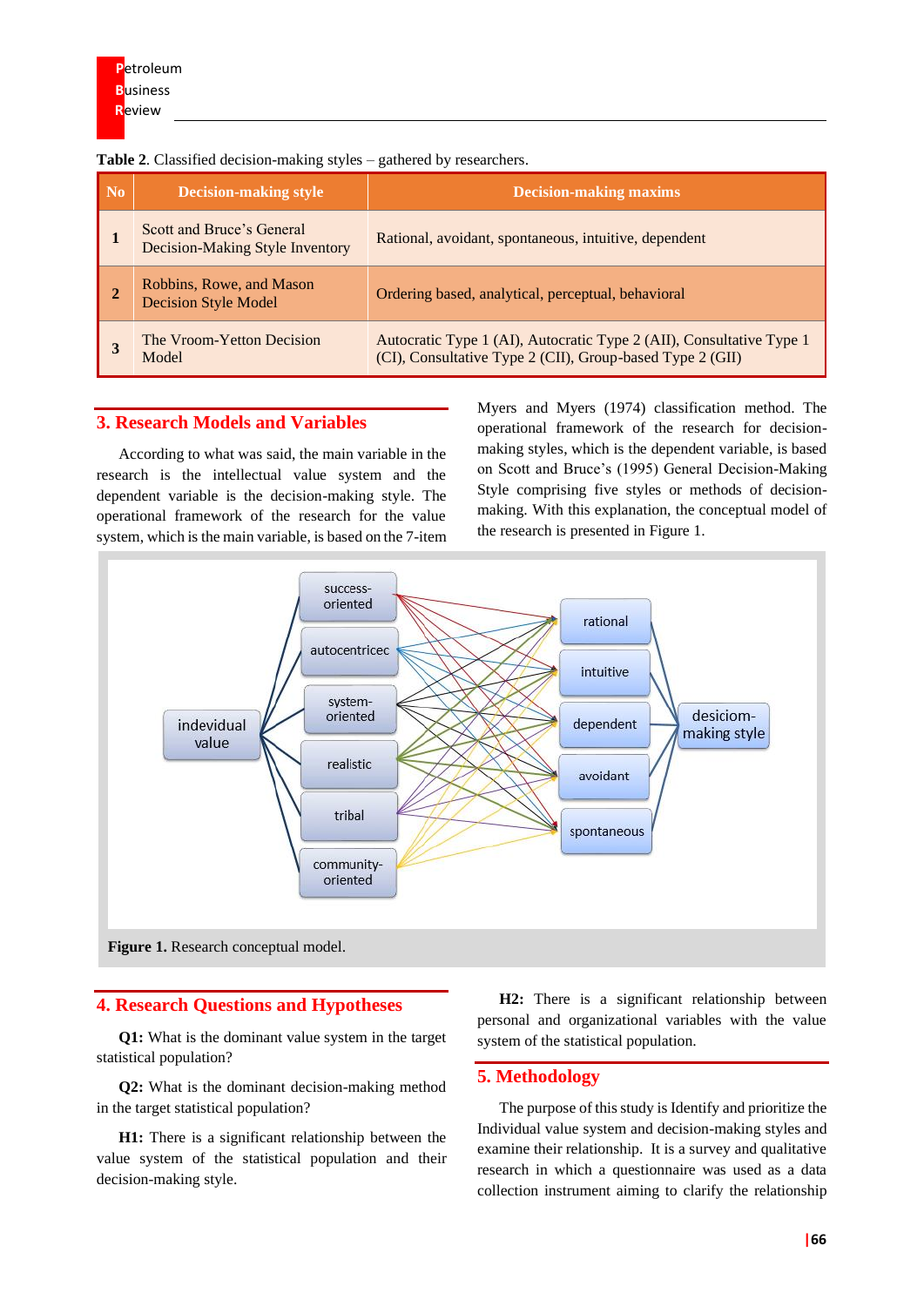**Table 2**. Classified decision-making styles – gathered by researchers.

| No | Decision-making style | Decision-making maxims |
|---|---|---|
| 1 | Scott and Bruce's General Decision-Making Style Inventory | Rational, avoidant, spontaneous, intuitive, dependent |
| 2 | Robbins, Rowe, and Mason Decision Style Model | Ordering based, analytical, perceptual, behavioral |
| 3 | The Vroom-Yetton Decision Model | Autocratic Type 1 (AI), Autocratic Type 2 (AII), Consultative Type 1 (CI), Consultative Type 2 (CII), Group-based Type 2 (GII) |

## 3. Research Models and Variables

According to what was said, the main variable in the research is the intellectual value system and the dependent variable is the decision-making style. The operational framework of the research for the value system, which is the main variable, is based on the 7-item Myers and Myers (1974) classification method. The operational framework of the research for decision-making styles, which is the dependent variable, is based on Scott and Bruce's (1995) General Decision-Making Style comprising five styles or methods of decision-making. With this explanation, the conceptual model of the research is presented in Figure 1.

**Figure 1.** Research conceptual model.

## 4. Research Questions and Hypotheses

**Q1:** What is the dominant value system in the target statistical population?

**Q2:** What is the dominant decision-making method in the target statistical population?

**H1:** There is a significant relationship between the value system of the statistical population and their decision-making style.

**H2:** There is a significant relationship between personal and organizational variables with the value system of the statistical population.

## 5. Methodology

The purpose of this study is Identify and prioritize the Individual value system and decision-making styles and examine their relationship. It is a survey and qualitative research in which a questionnaire was used as a data collection instrument aiming to clarify the relationship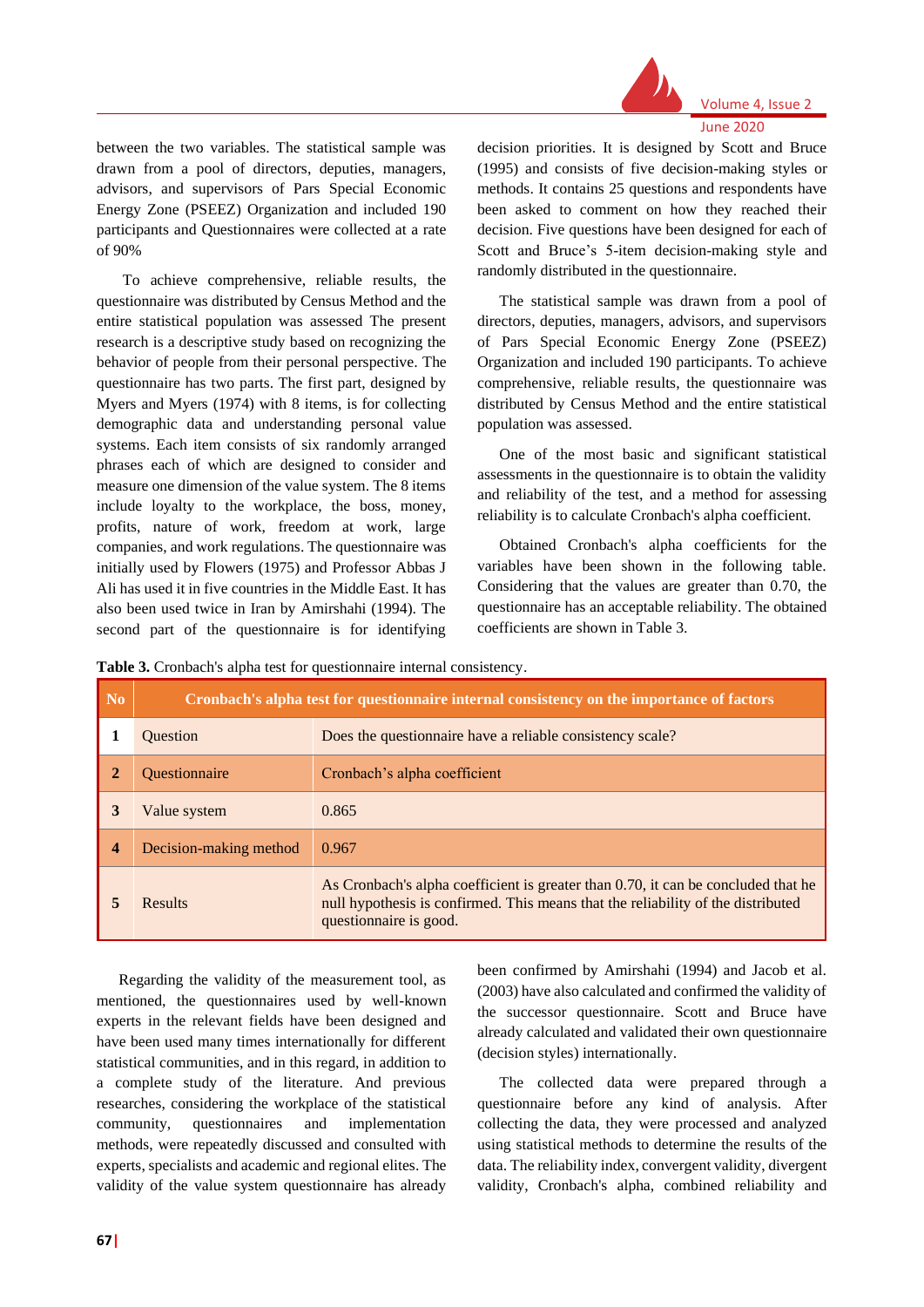between the two variables. The statistical sample was drawn from a pool of directors, deputies, managers, advisors, and supervisors of Pars Special Economic Energy Zone (PSEEZ) Organization and included 190 participants and Questionnaires were collected at a rate of 90%

To achieve comprehensive, reliable results, the questionnaire was distributed by Census Method and the entire statistical population was assessed The present research is a descriptive study based on recognizing the behavior of people from their personal perspective. The questionnaire has two parts. The first part, designed by Myers and Myers (1974) with 8 items, is for collecting demographic data and understanding personal value systems. Each item consists of six randomly arranged phrases each of which are designed to consider and measure one dimension of the value system. The 8 items include loyalty to the workplace, the boss, money, profits, nature of work, freedom at work, large companies, and work regulations. The questionnaire was initially used by Flowers (1975) and Professor Abbas J Ali has used it in five countries in the Middle East. It has also been used twice in Iran by Amirshahi (1994). The second part of the questionnaire is for identifying decision priorities. It is designed by Scott and Bruce (1995) and consists of five decision-making styles or methods. It contains 25 questions and respondents have been asked to comment on how they reached their decision. Five questions have been designed for each of Scott and Bruce's 5-item decision-making style and randomly distributed in the questionnaire.

The statistical sample was drawn from a pool of directors, deputies, managers, advisors, and supervisors of Pars Special Economic Energy Zone (PSEEZ) Organization and included 190 participants. To achieve comprehensive, reliable results, the questionnaire was distributed by Census Method and the entire statistical population was assessed.

One of the most basic and significant statistical assessments in the questionnaire is to obtain the validity and reliability of the test, and a method for assessing reliability is to calculate Cronbach's alpha coefficient.

Obtained Cronbach's alpha coefficients for the variables have been shown in the following table. Considering that the values are greater than 0.70, the questionnaire has an acceptable reliability. The obtained coefficients are shown in Table 3.

**Table 3.** Cronbach's alpha test for questionnaire internal consistency.

| No | Cronbach's alpha test for questionnaire internal consistency on the importance of factors | |
|---|---|---|
| 1 | Question | Does the questionnaire have a reliable consistency scale? |
| 2 | Questionnaire | Cronbach's alpha coefficient |
| 3 | Value system | 0.865 |
| 4 | Decision-making method | 0.967 |
| 5 | Results | As Cronbach's alpha coefficient is greater than 0.70, it can be concluded that he null hypothesis is confirmed. This means that the reliability of the distributed questionnaire is good. |

Regarding the validity of the measurement tool, as mentioned, the questionnaires used by well-known experts in the relevant fields have been designed and have been used many times internationally for different statistical communities, and in this regard, in addition to a complete study of the literature. And previous researches, considering the workplace of the statistical community, questionnaires and implementation methods, were repeatedly discussed and consulted with experts, specialists and academic and regional elites. The validity of the value system questionnaire has already been confirmed by Amirshahi (1994) and Jacob et al. (2003) have also calculated and confirmed the validity of the successor questionnaire. Scott and Bruce have already calculated and validated their own questionnaire (decision styles) internationally.

The collected data were prepared through a questionnaire before any kind of analysis. After collecting the data, they were processed and analyzed using statistical methods to determine the results of the data. The reliability index, convergent validity, divergent validity, Cronbach's alpha, combined reliability and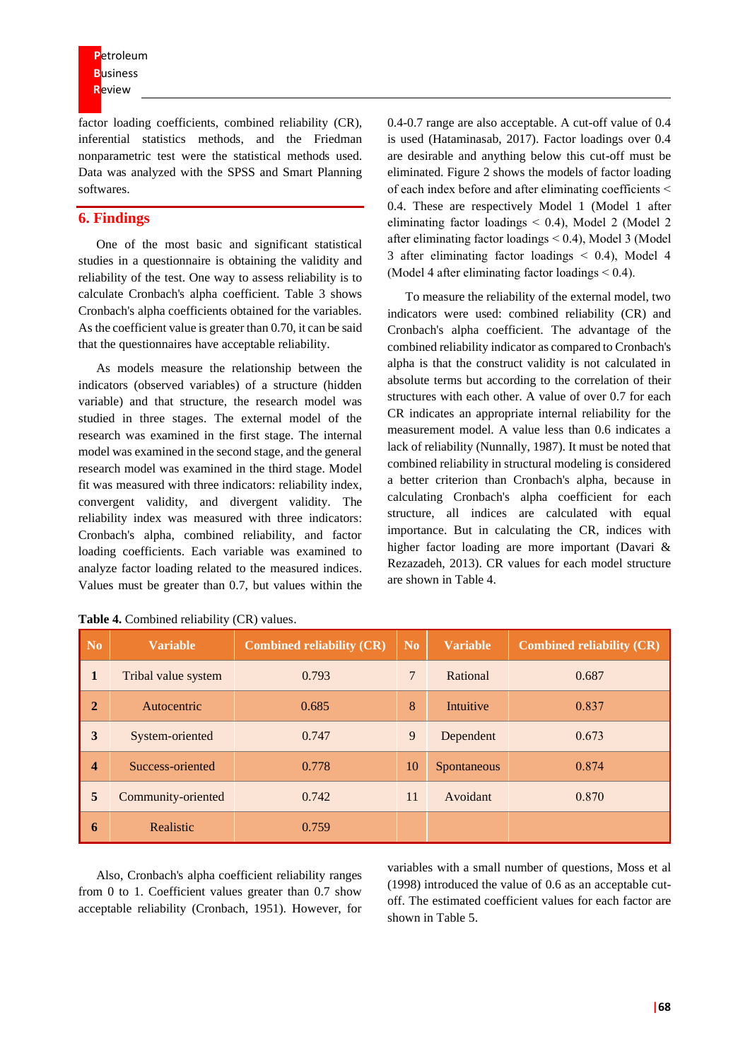factor loading coefficients, combined reliability (CR), inferential statistics methods, and the Friedman nonparametric test were the statistical methods used. Data was analyzed with the SPSS and Smart Planning softwares.

## 6. Findings

One of the most basic and significant statistical studies in a questionnaire is obtaining the validity and reliability of the test. One way to assess reliability is to calculate Cronbach's alpha coefficient. Table 3 shows Cronbach's alpha coefficients obtained for the variables. As the coefficient value is greater than 0.70, it can be said that the questionnaires have acceptable reliability.

As models measure the relationship between the indicators (observed variables) of a structure (hidden variable) and that structure, the research model was studied in three stages. The external model of the research was examined in the first stage. The internal model was examined in the second stage, and the general research model was examined in the third stage. Model fit was measured with three indicators: reliability index, convergent validity, and divergent validity. The reliability index was measured with three indicators: Cronbach's alpha, combined reliability, and factor loading coefficients. Each variable was examined to analyze factor loading related to the measured indices. Values must be greater than 0.7, but values within the 0.4-0.7 range are also acceptable. A cut-off value of 0.4 is used (Hataminasab, 2017). Factor loadings over 0.4 are desirable and anything below this cut-off must be eliminated. Figure 2 shows the models of factor loading of each index before and after eliminating coefficients < 0.4. These are respectively Model 1 (Model 1 after eliminating factor loadings < 0.4), Model 2 (Model 2 after eliminating factor loadings < 0.4), Model 3 (Model 3 after eliminating factor loadings < 0.4), Model 4 (Model 4 after eliminating factor loadings < 0.4).

To measure the reliability of the external model, two indicators were used: combined reliability (CR) and Cronbach's alpha coefficient. The advantage of the combined reliability indicator as compared to Cronbach's alpha is that the construct validity is not calculated in absolute terms but according to the correlation of their structures with each other. A value of over 0.7 for each CR indicates an appropriate internal reliability for the measurement model. A value less than 0.6 indicates a lack of reliability (Nunnally, 1987). It must be noted that combined reliability in structural modeling is considered a better criterion than Cronbach's alpha, because in calculating Cronbach's alpha coefficient for each structure, all indices are calculated with equal importance. But in calculating the CR, indices with higher factor loading are more important (Davari & Rezazadeh, 2013). CR values for each model structure are shown in Table 4.

**Table 4.** Combined reliability (CR) values.

| No | Variable | Combined reliability (CR) | No | Variable | Combined reliability (CR) |
|---|---|---|---|---|---|
| 1 | Tribal value system | 0.793 | 7 | Rational | 0.687 |
| 2 | Autocentric | 0.685 | 8 | Intuitive | 0.837 |
| 3 | System-oriented | 0.747 | 9 | Dependent | 0.673 |
| 4 | Success-oriented | 0.778 | 10 | Spontaneous | 0.874 |
| 5 | Community-oriented | 0.742 | 11 | Avoidant | 0.870 |
| 6 | Realistic | 0.759 | | | |

Also, Cronbach's alpha coefficient reliability ranges from 0 to 1. Coefficient values greater than 0.7 show acceptable reliability (Cronbach, 1951). However, for variables with a small number of questions, Moss et al (1998) introduced the value of 0.6 as an acceptable cut-off. The estimated coefficient values for each factor are shown in Table 5.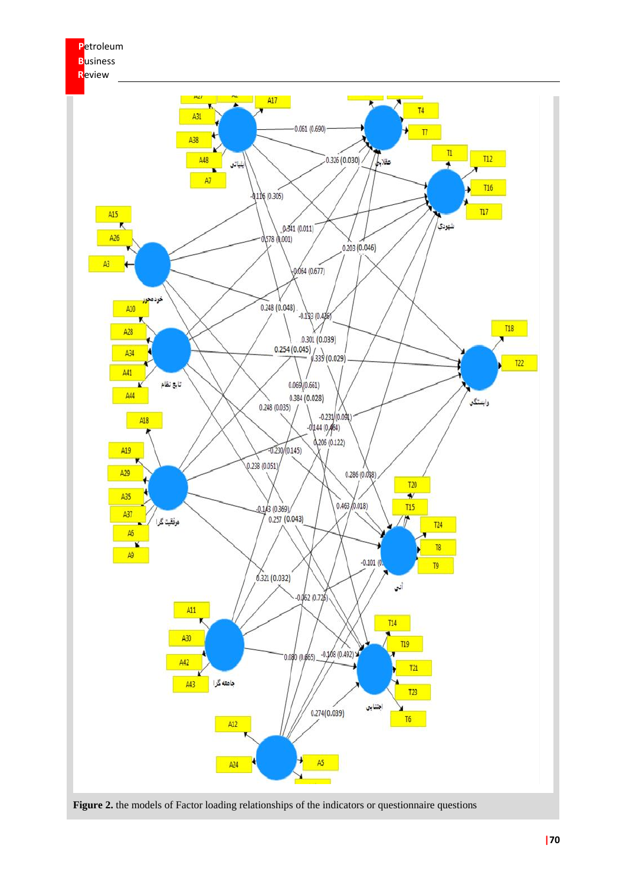**Figure 2.** the models of Factor loading relationships of the indicators or questionnaire questions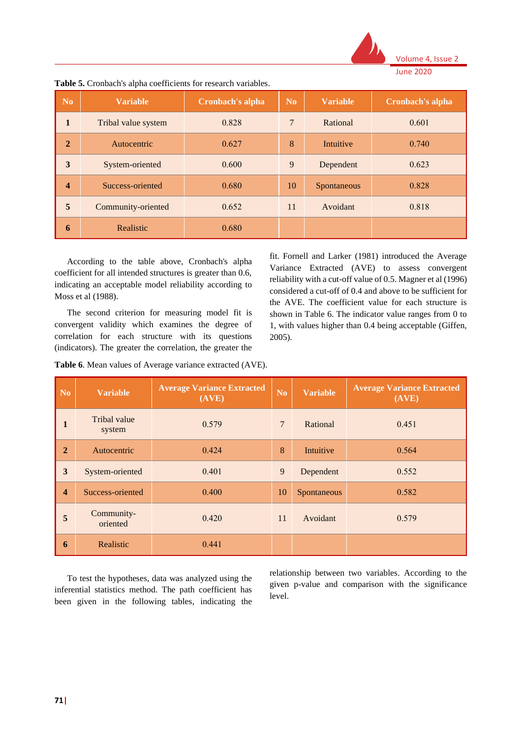**Table 5.** Cronbach's alpha coefficients for research variables.

| No | Variable | Cronbach's alpha | No | Variable | Cronbach's alpha |
|---|---|---|---|---|---|
| **1** | Tribal value system | 0.828 | 7 | Rational | 0.601 |
| **2** | Autocentric | 0.627 | 8 | Intuitive | 0.740 |
| **3** | System-oriented | 0.600 | 9 | Dependent | 0.623 |
| **4** | Success-oriented | 0.680 | 10 | Spontaneous | 0.828 |
| **5** | Community-oriented | 0.652 | 11 | Avoidant | 0.818 |
| **6** | Realistic | 0.680 | | | |

According to the table above, Cronbach's alpha coefficient for all intended structures is greater than 0.6, indicating an acceptable model reliability according to Moss et al (1988).

The second criterion for measuring model fit is convergent validity which examines the degree of correlation for each structure with its questions (indicators). The greater the correlation, the greater the fit. Fornell and Larker (1981) introduced the Average Variance Extracted (AVE) to assess convergent reliability with a cut-off value of 0.5. Magner et al (1996) considered a cut-off of 0.4 and above to be sufficient for the AVE. The coefficient value for each structure is shown in Table 6. The indicator value ranges from 0 to 1, with values higher than 0.4 being acceptable (Giffen, 2005).

**Table 6**. Mean values of Average variance extracted (AVE).

| No | Variable | Average Variance Extracted (AVE) | No | Variable | Average Variance Extracted (AVE) |
|---|---|---|---|---|---|
| **1** | Tribal value system | 0.579 | 7 | Rational | 0.451 |
| **2** | Autocentric | 0.424 | 8 | Intuitive | 0.564 |
| **3** | System-oriented | 0.401 | 9 | Dependent | 0.552 |
| **4** | Success-oriented | 0.400 | 10 | Spontaneous | 0.582 |
| **5** | Community-oriented | 0.420 | 11 | Avoidant | 0.579 |
| **6** | Realistic | 0.441 | | | |

To test the hypotheses, data was analyzed using the inferential statistics method. The path coefficient has been given in the following tables, indicating the relationship between two variables. According to the given p-value and comparison with the significance level.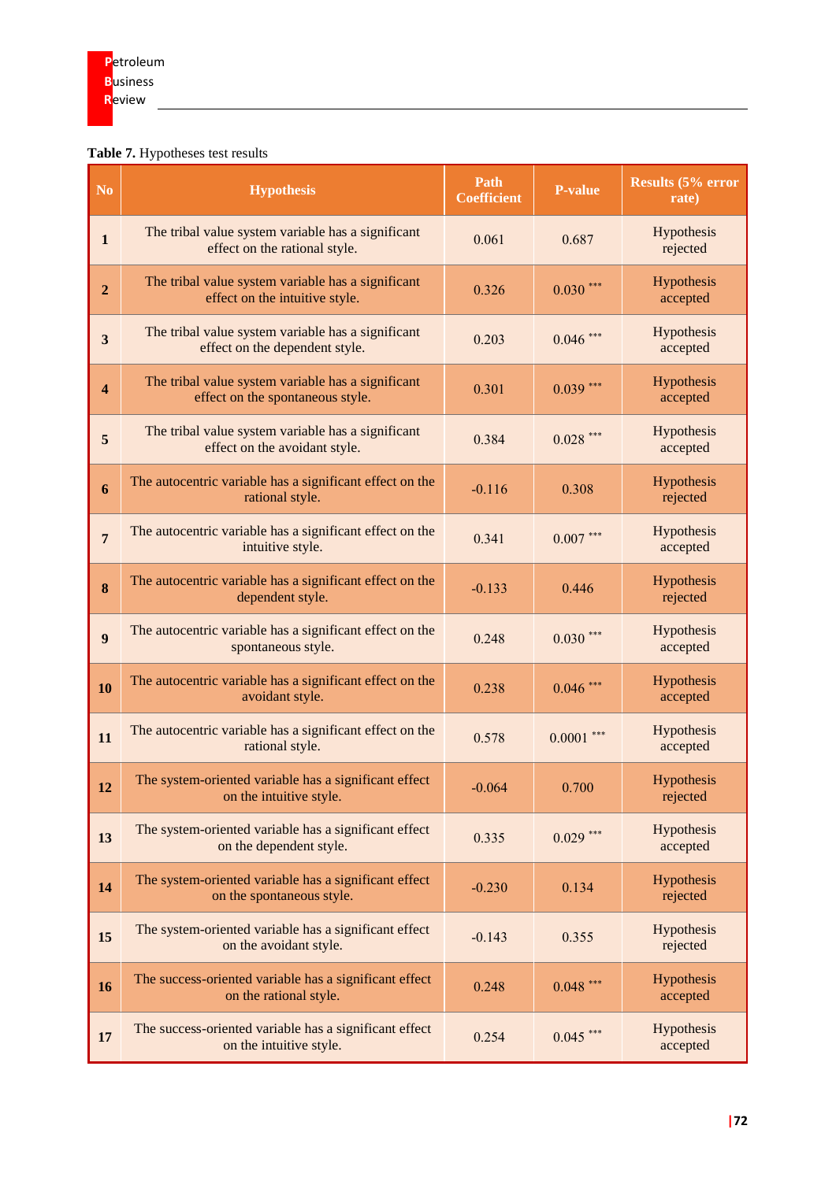**Table 7.** Hypotheses test results

| No | Hypothesis | Path Coefficient | P-value | Results (5% error rate) |
|---|---|---|---|---|
| **1** | The tribal value system variable has a significant effect on the rational style. | 0.061 | 0.687 | Hypothesis rejected |
| **2** | The tribal value system variable has a significant effect on the intuitive style. | 0.326 | 0.030 *** | Hypothesis accepted |
| **3** | The tribal value system variable has a significant effect on the dependent style. | 0.203 | 0.046 *** | Hypothesis accepted |
| **4** | The tribal value system variable has a significant effect on the spontaneous style. | 0.301 | 0.039 *** | Hypothesis accepted |
| **5** | The tribal value system variable has a significant effect on the avoidant style. | 0.384 | 0.028 *** | Hypothesis accepted |
| **6** | The autocentric variable has a significant effect on the rational style. | -0.116 | 0.308 | Hypothesis rejected |
| **7** | The autocentric variable has a significant effect on the intuitive style. | 0.341 | 0.007 *** | Hypothesis accepted |
| **8** | The autocentric variable has a significant effect on the dependent style. | -0.133 | 0.446 | Hypothesis rejected |
| **9** | The autocentric variable has a significant effect on the spontaneous style. | 0.248 | 0.030 *** | Hypothesis accepted |
| **10** | The autocentric variable has a significant effect on the avoidant style. | 0.238 | 0.046 *** | Hypothesis accepted |
| **11** | The autocentric variable has a significant effect on the rational style. | 0.578 | 0.0001 *** | Hypothesis accepted |
| **12** | The system-oriented variable has a significant effect on the intuitive style. | -0.064 | 0.700 | Hypothesis rejected |
| **13** | The system-oriented variable has a significant effect on the dependent style. | 0.335 | 0.029 *** | Hypothesis accepted |
| **14** | The system-oriented variable has a significant effect on the spontaneous style. | -0.230 | 0.134 | Hypothesis rejected |
| **15** | The system-oriented variable has a significant effect on the avoidant style. | -0.143 | 0.355 | Hypothesis rejected |
| **16** | The success-oriented variable has a significant effect on the rational style. | 0.248 | 0.048 *** | Hypothesis accepted |
| **17** | The success-oriented variable has a significant effect on the intuitive style. | 0.254 | 0.045 *** | Hypothesis accepted |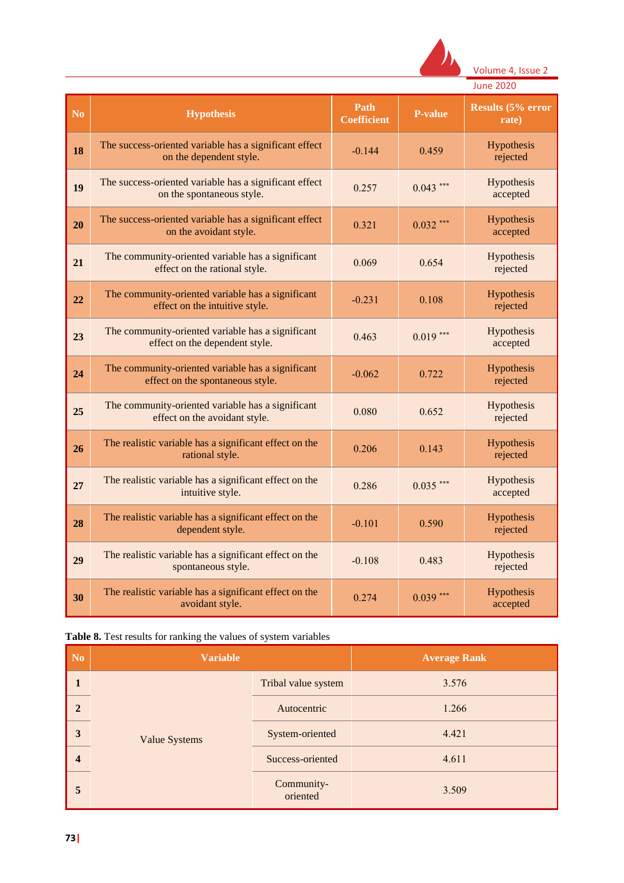| No | Hypothesis | Path Coefficient | P-value | Results (5% error rate) |
|---|---|---|---|---|
| 18 | The success-oriented variable has a significant effect on the dependent style. | -0.144 | 0.459 | Hypothesis rejected |
| 19 | The success-oriented variable has a significant effect on the spontaneous style. | 0.257 | 0.043 *** | Hypothesis accepted |
| 20 | The success-oriented variable has a significant effect on the avoidant style. | 0.321 | 0.032 *** | Hypothesis accepted |
| 21 | The community-oriented variable has a significant effect on the rational style. | 0.069 | 0.654 | Hypothesis rejected |
| 22 | The community-oriented variable has a significant effect on the intuitive style. | -0.231 | 0.108 | Hypothesis rejected |
| 23 | The community-oriented variable has a significant effect on the dependent style. | 0.463 | 0.019 *** | Hypothesis accepted |
| 24 | The community-oriented variable has a significant effect on the spontaneous style. | -0.062 | 0.722 | Hypothesis rejected |
| 25 | The community-oriented variable has a significant effect on the avoidant style. | 0.080 | 0.652 | Hypothesis rejected |
| 26 | The realistic variable has a significant effect on the rational style. | 0.206 | 0.143 | Hypothesis rejected |
| 27 | The realistic variable has a significant effect on the intuitive style. | 0.286 | 0.035 *** | Hypothesis accepted |
| 28 | The realistic variable has a significant effect on the dependent style. | -0.101 | 0.590 | Hypothesis rejected |
| 29 | The realistic variable has a significant effect on the spontaneous style. | -0.108 | 0.483 | Hypothesis rejected |
| 30 | The realistic variable has a significant effect on the avoidant style. | 0.274 | 0.039 *** | Hypothesis accepted |

**Table 8.** Test results for ranking the values of system variables

| No | Variable | | Average Rank |
|---|---|---|---|
| 1 | Value Systems | Tribal value system | 3.576 |
| 2 | | Autocentric | 1.266 |
| 3 | | System-oriented | 4.421 |
| 4 | | Success-oriented | 4.611 |
| 5 | | Community-oriented | 3.509 |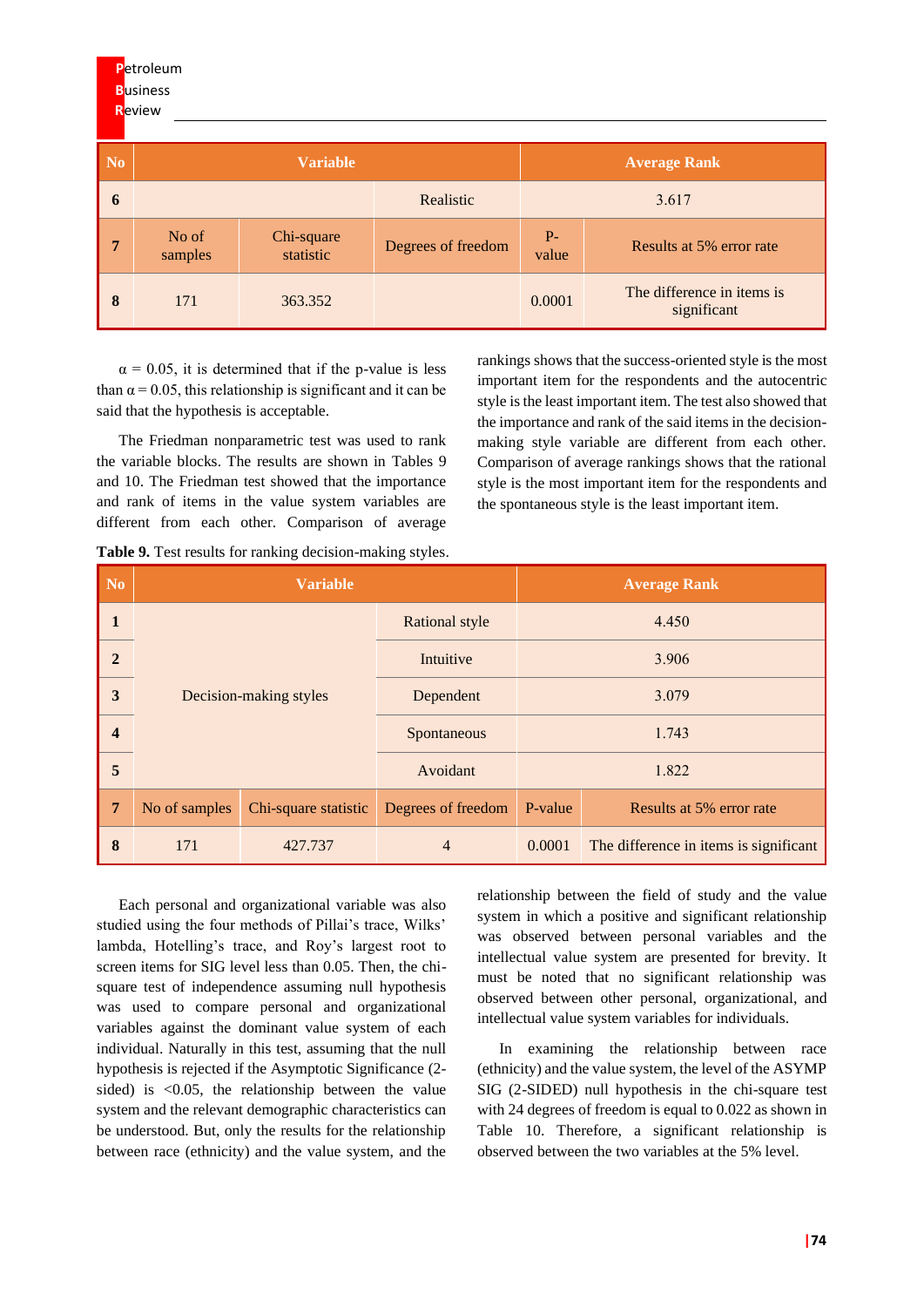| No | Variable | | | Average Rank | |
|---|---|---|---|---|---|
| 6 | | | Realistic | 3.617 | |
| 7 | No of samples | Chi-square statistic | Degrees of freedom | P-value | Results at 5% error rate |
| 8 | 171 | 363.352 | | 0.0001 | The difference in items is significant |

α = 0.05, it is determined that if the p-value is less than α = 0.05, this relationship is significant and it can be said that the hypothesis is acceptable.

The Friedman nonparametric test was used to rank the variable blocks. The results are shown in Tables 9 and 10. The Friedman test showed that the importance and rank of items in the value system variables are different from each other. Comparison of average rankings shows that the success-oriented style is the most important item for the respondents and the autocentric style is the least important item. The test also showed that the importance and rank of the said items in the decision-making style variable are different from each other. Comparison of average rankings shows that the rational style is the most important item for the respondents and the spontaneous style is the least important item.

**Table 9.** Test results for ranking decision-making styles.

| No | Variable | | | Average Rank | |
|---|---|---|---|---|---|
| 1 | Decision-making styles | | Rational style | 4.450 | |
| 2 | | | Intuitive | 3.906 | |
| 3 | | | Dependent | 3.079 | |
| 4 | | | Spontaneous | 1.743 | |
| 5 | | | Avoidant | 1.822 | |
| 7 | No of samples | Chi-square statistic | Degrees of freedom | P-value | Results at 5% error rate |
| 8 | 171 | 427.737 | 4 | 0.0001 | The difference in items is significant |

Each personal and organizational variable was also studied using the four methods of Pillai's trace, Wilks' lambda, Hotelling's trace, and Roy's largest root to screen items for SIG level less than 0.05. Then, the chi-square test of independence assuming null hypothesis was used to compare personal and organizational variables against the dominant value system of each individual. Naturally in this test, assuming that the null hypothesis is rejected if the Asymptotic Significance (2-sided) is <0.05, the relationship between the value system and the relevant demographic characteristics can be understood. But, only the results for the relationship between race (ethnicity) and the value system, and the relationship between the field of study and the value system in which a positive and significant relationship was observed between personal variables and the intellectual value system are presented for brevity. It must be noted that no significant relationship was observed between other personal, organizational, and intellectual value system variables for individuals.

In examining the relationship between race (ethnicity) and the value system, the level of the ASYMP SIG (2-SIDED) null hypothesis in the chi-square test with 24 degrees of freedom is equal to 0.022 as shown in Table 10. Therefore, a significant relationship is observed between the two variables at the 5% level.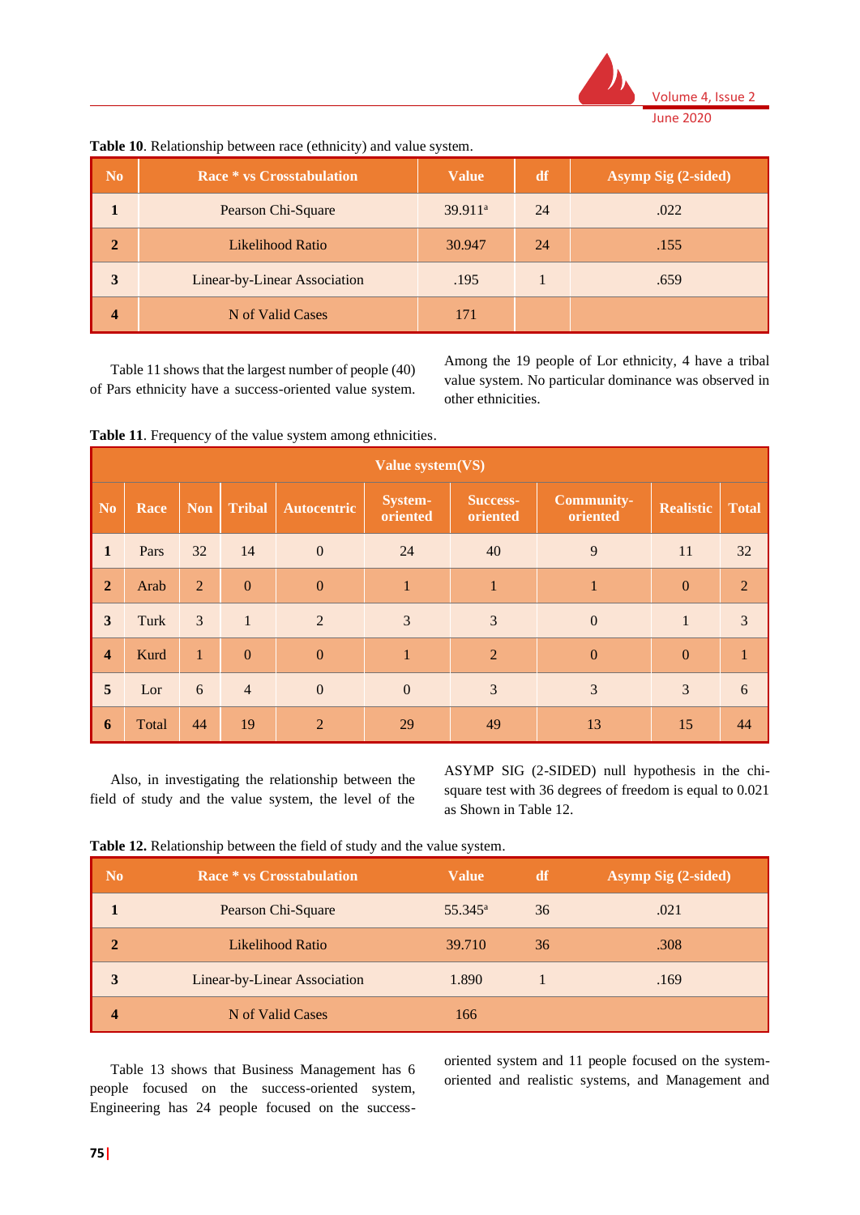**Table 10**. Relationship between race (ethnicity) and value system.

| No | Race * vs Crosstabulation | Value | df | Asymp Sig (2-sided) |
|---|---|---|---|---|
| 1 | Pearson Chi-Square | 39.911[a] | 24 | .022 |
| 2 | Likelihood Ratio | 30.947 | 24 | .155 |
| 3 | Linear-by-Linear Association | .195 | 1 | .659 |
| 4 | N of Valid Cases | 171 | | |

Table 11 shows that the largest number of people (40) of Pars ethnicity have a success-oriented value system. Among the 19 people of Lor ethnicity, 4 have a tribal value system. No particular dominance was observed in other ethnicities.

**Table 11**. Frequency of the value system among ethnicities.

| Value system(VS) | | | | | | | | | |
|---|---|---|---|---|---|---|---|---|---|
| No | Race | Non | Tribal | Autocentric | System-oriented | Success-oriented | Community-oriented | Realistic | Total |
| 1 | Pars | 32 | 14 | 0 | 24 | 40 | 9 | 11 | 32 |
| 2 | Arab | 2 | 0 | 0 | 1 | 1 | 1 | 0 | 2 |
| 3 | Turk | 3 | 1 | 2 | 3 | 3 | 0 | 1 | 3 |
| 4 | Kurd | 1 | 0 | 0 | 1 | 2 | 0 | 0 | 1 |
| 5 | Lor | 6 | 4 | 0 | 0 | 3 | 3 | 3 | 6 |
| 6 | Total | 44 | 19 | 2 | 29 | 49 | 13 | 15 | 44 |

Also, in investigating the relationship between the field of study and the value system, the level of the ASYMP SIG (2-SIDED) null hypothesis in the chi-square test with 36 degrees of freedom is equal to 0.021 as Shown in Table 12.

**Table 12.** Relationship between the field of study and the value system.

| No | Race * vs Crosstabulation | Value | df | Asymp Sig (2-sided) |
|---|---|---|---|---|
| 1 | Pearson Chi-Square | 55.345[a] | 36 | .021 |
| 2 | Likelihood Ratio | 39.710 | 36 | .308 |
| 3 | Linear-by-Linear Association | 1.890 | 1 | .169 |
| 4 | N of Valid Cases | 166 | | |

Table 13 shows that Business Management has 6 people focused on the success-oriented system, Engineering has 24 people focused on the success-oriented system and 11 people focused on the system-oriented and realistic systems, and Management and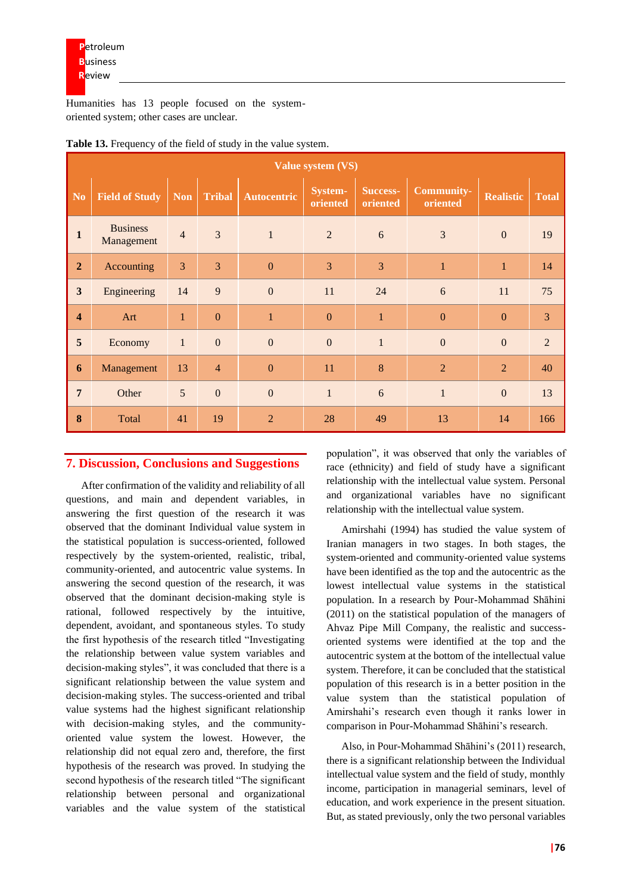Humanities has 13 people focused on the system-oriented system; other cases are unclear.

**Table 13.** Frequency of the field of study in the value system.

| | | Value system (VS) | | | | | | | |
|---|---|---|---|---|---|---|---|---|---|
| **No** | **Field of Study** | **Non** | **Tribal** | **Autocentric** | **System-oriented** | **Success-oriented** | **Community-oriented** | **Realistic** | **Total** |
| **1** | Business Management | 4 | 3 | 1 | 2 | 6 | 3 | 0 | 19 |
| **2** | Accounting | 3 | 3 | 0 | 3 | 3 | 1 | 1 | 14 |
| **3** | Engineering | 14 | 9 | 0 | 11 | 24 | 6 | 11 | 75 |
| **4** | Art | 1 | 0 | 1 | 0 | 1 | 0 | 0 | 3 |
| **5** | Economy | 1 | 0 | 0 | 0 | 1 | 0 | 0 | 2 |
| **6** | Management | 13 | 4 | 0 | 11 | 8 | 2 | 2 | 40 |
| **7** | Other | 5 | 0 | 0 | 1 | 6 | 1 | 0 | 13 |
| **8** | Total | 41 | 19 | 2 | 28 | 49 | 13 | 14 | 166 |

## 7. Discussion, Conclusions and Suggestions

After confirmation of the validity and reliability of all questions, and main and dependent variables, in answering the first question of the research it was observed that the dominant Individual value system in the statistical population is success-oriented, followed respectively by the system-oriented, realistic, tribal, community-oriented, and autocentric value systems. In answering the second question of the research, it was observed that the dominant decision-making style is rational, followed respectively by the intuitive, dependent, avoidant, and spontaneous styles. To study the first hypothesis of the research titled "Investigating the relationship between value system variables and decision-making styles", it was concluded that there is a significant relationship between the value system and decision-making styles. The success-oriented and tribal value systems had the highest significant relationship with decision-making styles, and the community-oriented value system the lowest. However, the relationship did not equal zero and, therefore, the first hypothesis of the research was proved. In studying the second hypothesis of the research titled "The significant relationship between personal and organizational variables and the value system of the statistical population", it was observed that only the variables of race (ethnicity) and field of study have a significant relationship with the intellectual value system. Personal and organizational variables have no significant relationship with the intellectual value system.

Amirshahi (1994) has studied the value system of Iranian managers in two stages. In both stages, the system-oriented and community-oriented value systems have been identified as the top and the autocentric as the lowest intellectual value systems in the statistical population. In a research by Pour-Mohammad Shāhini (2011) on the statistical population of the managers of Ahvaz Pipe Mill Company, the realistic and success-oriented systems were identified at the top and the autocentric system at the bottom of the intellectual value system. Therefore, it can be concluded that the statistical population of this research is in a better position in the value system than the statistical population of Amirshahi's research even though it ranks lower in comparison in Pour-Mohammad Shāhini's research.

Also, in Pour-Mohammad Shāhini's (2011) research, there is a significant relationship between the Individual intellectual value system and the field of study, monthly income, participation in managerial seminars, level of education, and work experience in the present situation. But, as stated previously, only the two personal variables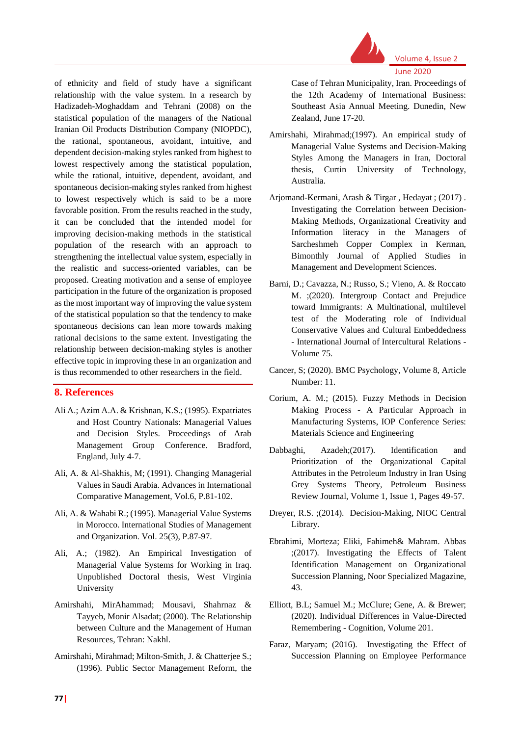of ethnicity and field of study have a significant relationship with the value system. In a research by Hadizadeh-Moghaddam and Tehrani (2008) on the statistical population of the managers of the National Iranian Oil Products Distribution Company (NIOPDC), the rational, spontaneous, avoidant, intuitive, and dependent decision-making styles ranked from highest to lowest respectively among the statistical population, while the rational, intuitive, dependent, avoidant, and spontaneous decision-making styles ranked from highest to lowest respectively which is said to be a more favorable position. From the results reached in the study, it can be concluded that the intended model for improving decision-making methods in the statistical population of the research with an approach to strengthening the intellectual value system, especially in the realistic and success-oriented variables, can be proposed. Creating motivation and a sense of employee participation in the future of the organization is proposed as the most important way of improving the value system of the statistical population so that the tendency to make spontaneous decisions can lean more towards making rational decisions to the same extent. Investigating the relationship between decision-making styles is another effective topic in improving these in an organization and is thus recommended to other researchers in the field.

## 8. References

Ali A.; Azim A.A. & Krishnan, K.S.; (1995). Expatriates and Host Country Nationals: Managerial Values and Decision Styles. Proceedings of Arab Management Group Conference. Bradford, England, July 4-7.

Ali, A. & Al-Shakhis, M; (1991). Changing Managerial Values in Saudi Arabia. Advances in International Comparative Management, Vol.6, P.81-102.

Ali, A. & Wahabi R.; (1995). Managerial Value Systems in Morocco. International Studies of Management and Organization. Vol. 25(3), P.87-97.

Ali, A.; (1982). An Empirical Investigation of Managerial Value Systems for Working in Iraq. Unpublished Doctoral thesis, West Virginia University

Amirshahi, MirAhammad; Mousavi, Shahrnaz & Tayyeb, Monir Alsadat; (2000). The Relationship between Culture and the Management of Human Resources, Tehran: Nakhl.

Amirshahi, Mirahmad; Milton-Smith, J. & Chatterjee S.; (1996). Public Sector Management Reform, the Case of Tehran Municipality, Iran. Proceedings of the 12th Academy of International Business: Southeast Asia Annual Meeting. Dunedin, New Zealand, June 17-20.

Amirshahi, Mirahmad;(1997). An empirical study of Managerial Value Systems and Decision-Making Styles Among the Managers in Iran, Doctoral thesis, Curtin University of Technology, Australia.

Arjomand-Kermani, Arash & Tirgar , Hedayat ; (2017) . Investigating the Correlation between Decision-Making Methods, Organizational Creativity and Information literacy in the Managers of Sarcheshmeh Copper Complex in Kerman, Bimonthly Journal of Applied Studies in Management and Development Sciences.

Barni, D.; Cavazza, N.; Russo, S.; Vieno, A. & Roccato M. ;(2020). Intergroup Contact and Prejudice toward Immigrants: A Multinational, multilevel test of the Moderating role of Individual Conservative Values and Cultural Embeddedness - International Journal of Intercultural Relations - Volume 75.

Cancer, S; (2020). BMC Psychology, Volume 8, Article Number: 11.

Corium, A. M.; (2015). Fuzzy Methods in Decision Making Process - A Particular Approach in Manufacturing Systems, IOP Conference Series: Materials Science and Engineering

Dabbaghi, Azadeh;(2017). Identification and Prioritization of the Organizational Capital Attributes in the Petroleum Industry in Iran Using Grey Systems Theory, Petroleum Business Review Journal, Volume 1, Issue 1, Pages 49-57.

Dreyer, R.S. ;(2014). Decision-Making, NIOC Central Library.

Ebrahimi, Morteza; Eliki, Fahimeh& Mahram. Abbas ;(2017). Investigating the Effects of Talent Identification Management on Organizational Succession Planning, Noor Specialized Magazine, 43.

Elliott, B.L; Samuel M.; McClure; Gene, A. & Brewer; (2020). Individual Differences in Value-Directed Remembering - Cognition, Volume 201.

Faraz, Maryam; (2016). Investigating the Effect of Succession Planning on Employee Performance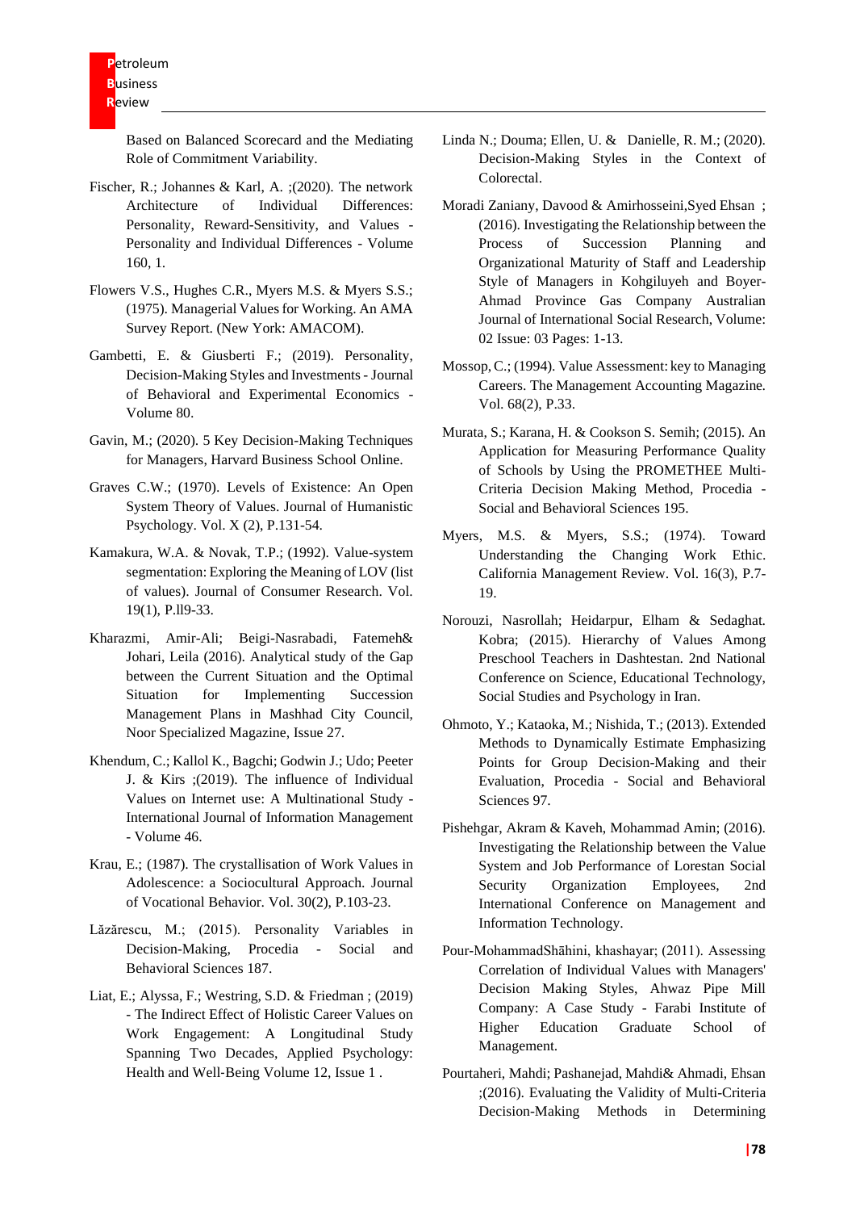Based on Balanced Scorecard and the Mediating Role of Commitment Variability.

Fischer, R.; Johannes & Karl, A. ;(2020). The network Architecture of Individual Differences: Personality, Reward-Sensitivity, and Values - Personality and Individual Differences - Volume 160, 1.

Flowers V.S., Hughes C.R., Myers M.S. & Myers S.S.; (1975). Managerial Values for Working. An AMA Survey Report. (New York: AMACOM).

Gambetti, E. & Giusberti F.; (2019). Personality, Decision-Making Styles and Investments - Journal of Behavioral and Experimental Economics - Volume 80.

Gavin, M.; (2020). 5 Key Decision-Making Techniques for Managers, Harvard Business School Online.

Graves C.W.; (1970). Levels of Existence: An Open System Theory of Values. Journal of Humanistic Psychology. Vol. X (2), P.131-54.

Kamakura, W.A. & Novak, T.P.; (1992). Value-system segmentation: Exploring the Meaning of LOV (list of values). Journal of Consumer Research. Vol. 19(1), P.ll9-33.

Kharazmi, Amir-Ali; Beigi-Nasrabadi, Fatemeh& Johari, Leila (2016). Analytical study of the Gap between the Current Situation and the Optimal Situation for Implementing Succession Management Plans in Mashhad City Council, Noor Specialized Magazine, Issue 27.

Khendum, C.; Kallol K., Bagchi; Godwin J.; Udo; Peeter J. & Kirs ;(2019). The influence of Individual Values on Internet use: A Multinational Study - International Journal of Information Management - Volume 46.

Krau, E.; (1987). The crystallisation of Work Values in Adolescence: a Sociocultural Approach. Journal of Vocational Behavior. Vol. 30(2), P.103-23.

Lăzărescu, M.; (2015). Personality Variables in Decision-Making, Procedia - Social and Behavioral Sciences 187.

Liat, E.; Alyssa, F.; Westring, S.D. & Friedman ; (2019) - The Indirect Effect of Holistic Career Values on Work Engagement: A Longitudinal Study Spanning Two Decades, Applied Psychology: Health and Well‐Being Volume 12, Issue 1 .

Linda N.; Douma; Ellen, U. & Danielle, R. M.; (2020). Decision-Making Styles in the Context of Colorectal.

Moradi Zaniany, Davood & Amirhosseini,Syed Ehsan ; (2016). Investigating the Relationship between the Process of Succession Planning and Organizational Maturity of Staff and Leadership Style of Managers in Kohgiluyeh and Boyer-Ahmad Province Gas Company Australian Journal of International Social Research, Volume: 02 Issue: 03 Pages: 1-13.

Mossop, C.; (1994). Value Assessment: key to Managing Careers. The Management Accounting Magazine. Vol. 68(2), P.33.

Murata, S.; Karana, H. & Cookson S. Semih; (2015). An Application for Measuring Performance Quality of Schools by Using the PROMETHEE Multi-Criteria Decision Making Method, Procedia - Social and Behavioral Sciences 195.

Myers, M.S. & Myers, S.S.; (1974). Toward Understanding the Changing Work Ethic. California Management Review. Vol. 16(3), P.7-19.

Norouzi, Nasrollah; Heidarpur, Elham & Sedaghat. Kobra; (2015). Hierarchy of Values Among Preschool Teachers in Dashtestan. 2nd National Conference on Science, Educational Technology, Social Studies and Psychology in Iran.

Ohmoto, Y.; Kataoka, M.; Nishida, T.; (2013). Extended Methods to Dynamically Estimate Emphasizing Points for Group Decision-Making and their Evaluation, Procedia - Social and Behavioral Sciences 97.

Pishehgar, Akram & Kaveh, Mohammad Amin; (2016). Investigating the Relationship between the Value System and Job Performance of Lorestan Social Security Organization Employees, 2nd International Conference on Management and Information Technology.

Pour-MohammadShāhini, khashayar; (2011). Assessing Correlation of Individual Values with Managers' Decision Making Styles, Ahwaz Pipe Mill Company: A Case Study - Farabi Institute of Higher Education Graduate School of Management.

Pourtaheri, Mahdi; Pashanejad, Mahdi& Ahmadi, Ehsan ;(2016). Evaluating the Validity of Multi-Criteria Decision-Making Methods in Determining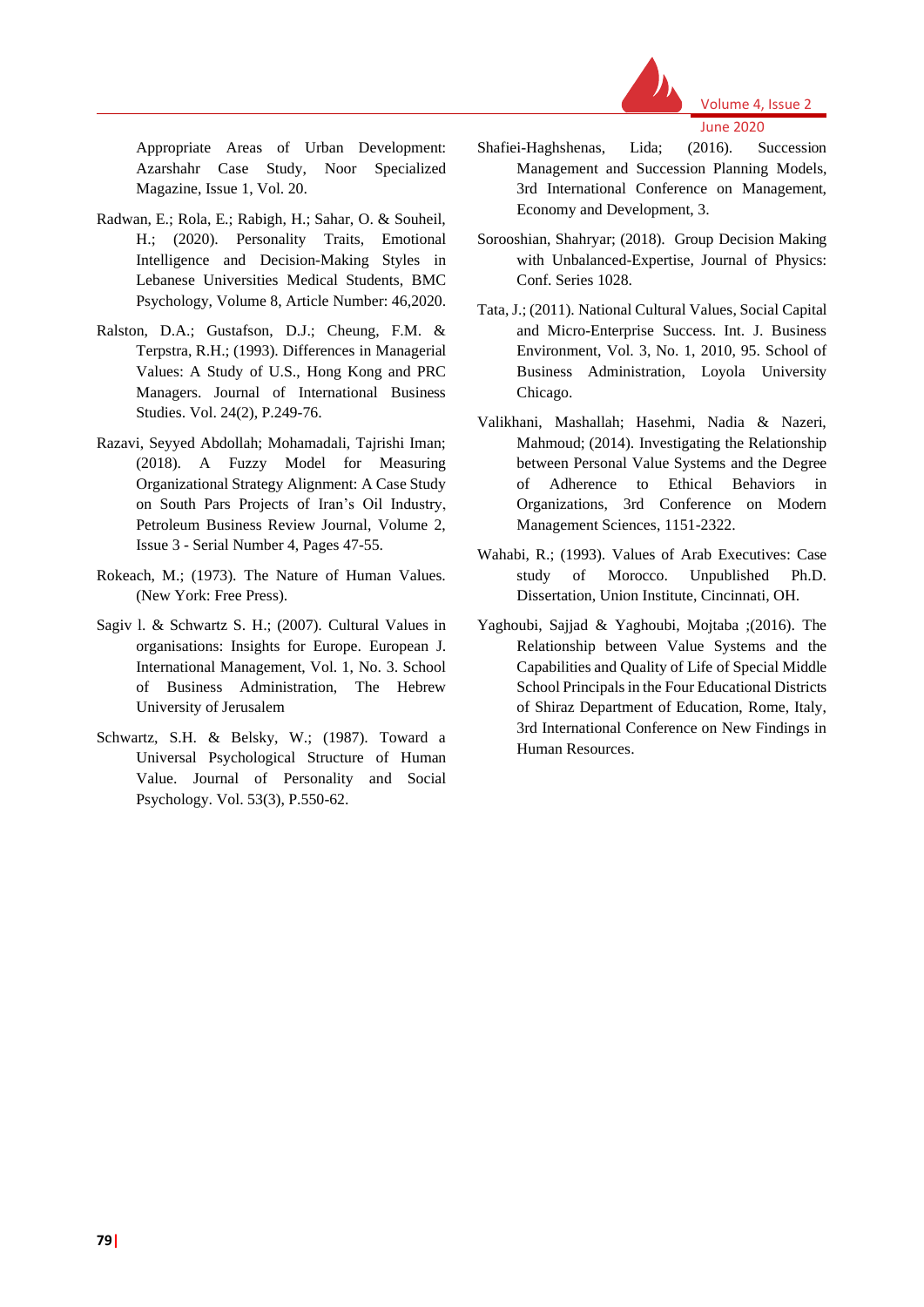Appropriate Areas of Urban Development: Azarshahr Case Study, Noor Specialized Magazine, Issue 1, Vol. 20.

Radwan, E.; Rola, E.; Rabigh, H.; Sahar, O. & Souheil, H.; (2020). Personality Traits, Emotional Intelligence and Decision-Making Styles in Lebanese Universities Medical Students, BMC Psychology, Volume 8, Article Number: 46,2020.

Ralston, D.A.; Gustafson, D.J.; Cheung, F.M. & Terpstra, R.H.; (1993). Differences in Managerial Values: A Study of U.S., Hong Kong and PRC Managers. Journal of International Business Studies. Vol. 24(2), P.249-76.

Razavi, Seyyed Abdollah; Mohamadali, Tajrishi Iman; (2018). A Fuzzy Model for Measuring Organizational Strategy Alignment: A Case Study on South Pars Projects of Iran's Oil Industry, Petroleum Business Review Journal, Volume 2, Issue 3 - Serial Number 4, Pages 47-55.

Rokeach, M.; (1973). The Nature of Human Values. (New York: Free Press).

Sagiv l. & Schwartz S. H.; (2007). Cultural Values in organisations: Insights for Europe. European J. International Management, Vol. 1, No. 3. School of Business Administration, The Hebrew University of Jerusalem

Schwartz, S.H. & Belsky, W.; (1987). Toward a Universal Psychological Structure of Human Value. Journal of Personality and Social Psychology. Vol. 53(3), P.550-62.

Shafiei-Haghshenas, Lida; (2016). Succession Management and Succession Planning Models, 3rd International Conference on Management, Economy and Development, 3.

Sorooshian, Shahryar; (2018). Group Decision Making with Unbalanced-Expertise, Journal of Physics: Conf. Series 1028.

Tata, J.; (2011). National Cultural Values, Social Capital and Micro-Enterprise Success. Int. J. Business Environment, Vol. 3, No. 1, 2010, 95. School of Business Administration, Loyola University Chicago.

Valikhani, Mashallah; Hasehmi, Nadia & Nazeri, Mahmoud; (2014). Investigating the Relationship between Personal Value Systems and the Degree of Adherence to Ethical Behaviors in Organizations, 3rd Conference on Modern Management Sciences, 1151-2322.

Wahabi, R.; (1993). Values of Arab Executives: Case study of Morocco. Unpublished Ph.D. Dissertation, Union Institute, Cincinnati, OH.

Yaghoubi, Sajjad & Yaghoubi, Mojtaba ;(2016). The Relationship between Value Systems and the Capabilities and Quality of Life of Special Middle School Principals in the Four Educational Districts of Shiraz Department of Education, Rome, Italy, 3rd International Conference on New Findings in Human Resources.